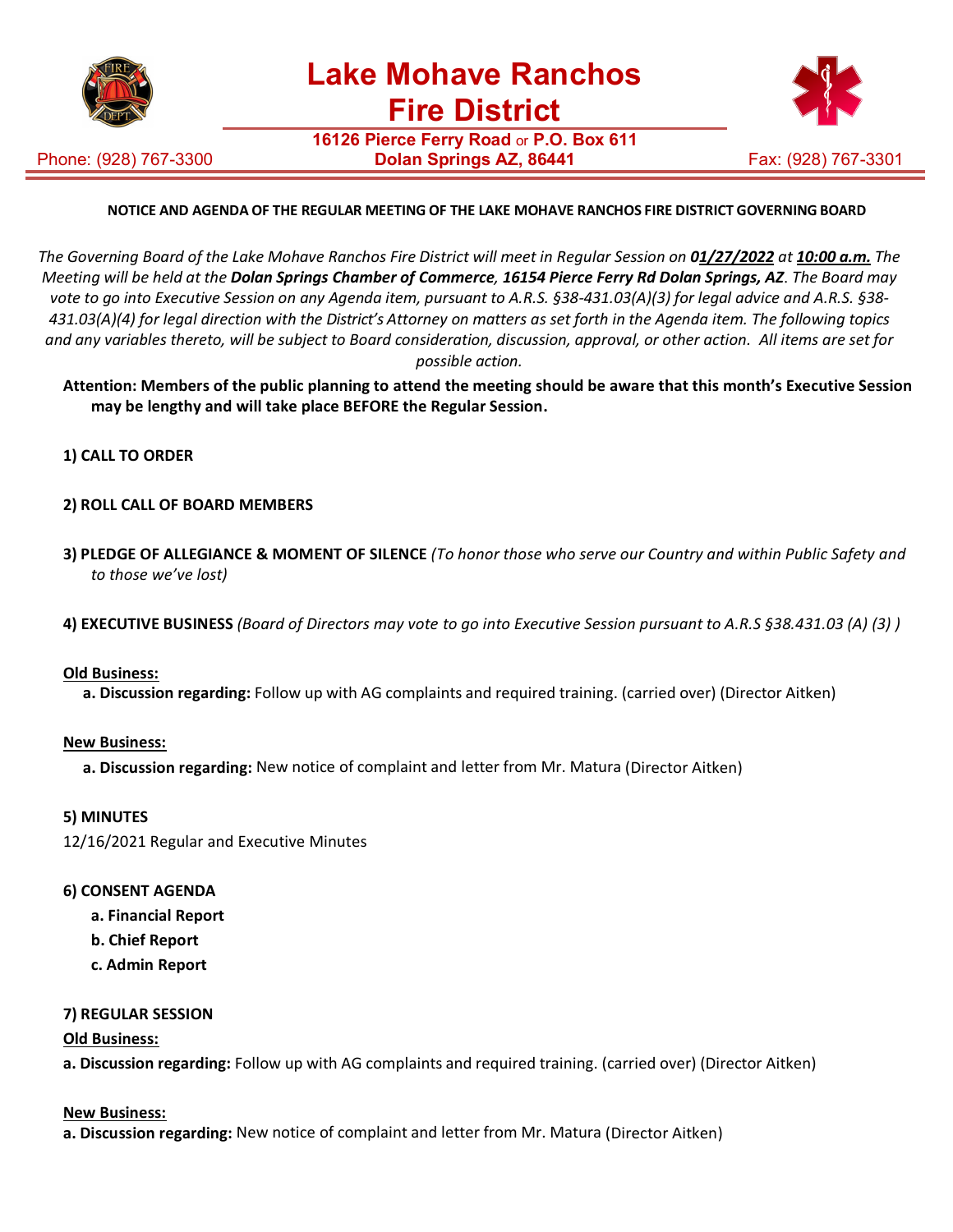# Lake Mohave Ranchos Fire District

16126 Pierce Ferry Road or P.O. Box 611
Dolan Springs AZ, 86441

Phone: (928) 767-3300 Fax: (928) 767-3301

**NOTICE AND AGENDA OF THE REGULAR MEETING OF THE LAKE MOHAVE RANCHOS FIRE DISTRICT GOVERNING BOARD**

*The Governing Board of the Lake Mohave Ranchos Fire District will meet in Regular Session on **01/27/2022** at **10:00 a.m.** The Meeting will be held at the **Dolan Springs Chamber of Commerce**, **16154 Pierce Ferry Rd Dolan Springs, AZ**. The Board may vote to go into Executive Session on any Agenda item, pursuant to A.R.S. §38-431.03(A)(3) for legal advice and A.R.S. §38-431.03(A)(4) for legal direction with the District's Attorney on matters as set forth in the Agenda item. The following topics and any variables thereto, will be subject to Board consideration, discussion, approval, or other action. All items are set for possible action.*

**Attention: Members of the public planning to attend the meeting should be aware that this month's Executive Session may be lengthy and will take place BEFORE the Regular Session.**

**1) CALL TO ORDER**

**2) ROLL CALL OF BOARD MEMBERS**

**3) PLEDGE OF ALLEGIANCE & MOMENT OF SILENCE** *(To honor those who serve our Country and within Public Safety and to those we've lost)*

**4) EXECUTIVE BUSINESS** *(Board of Directors may vote to go into Executive Session pursuant to A.R.S §38.431.03 (A) (3) )*

**Old Business:**

**a. Discussion regarding:** Follow up with AG complaints and required training. (carried over) (Director Aitken)

**New Business:**

**a. Discussion regarding:** New notice of complaint and letter from Mr. Matura (Director Aitken)

**5) MINUTES**

12/16/2021 Regular and Executive Minutes

**6) CONSENT AGENDA**

**a. Financial Report**
**b. Chief Report**
**c. Admin Report**

**7) REGULAR SESSION**

**Old Business:**

**a. Discussion regarding:** Follow up with AG complaints and required training. (carried over) (Director Aitken)

**New Business:**

**a. Discussion regarding:** New notice of complaint and letter from Mr. Matura (Director Aitken)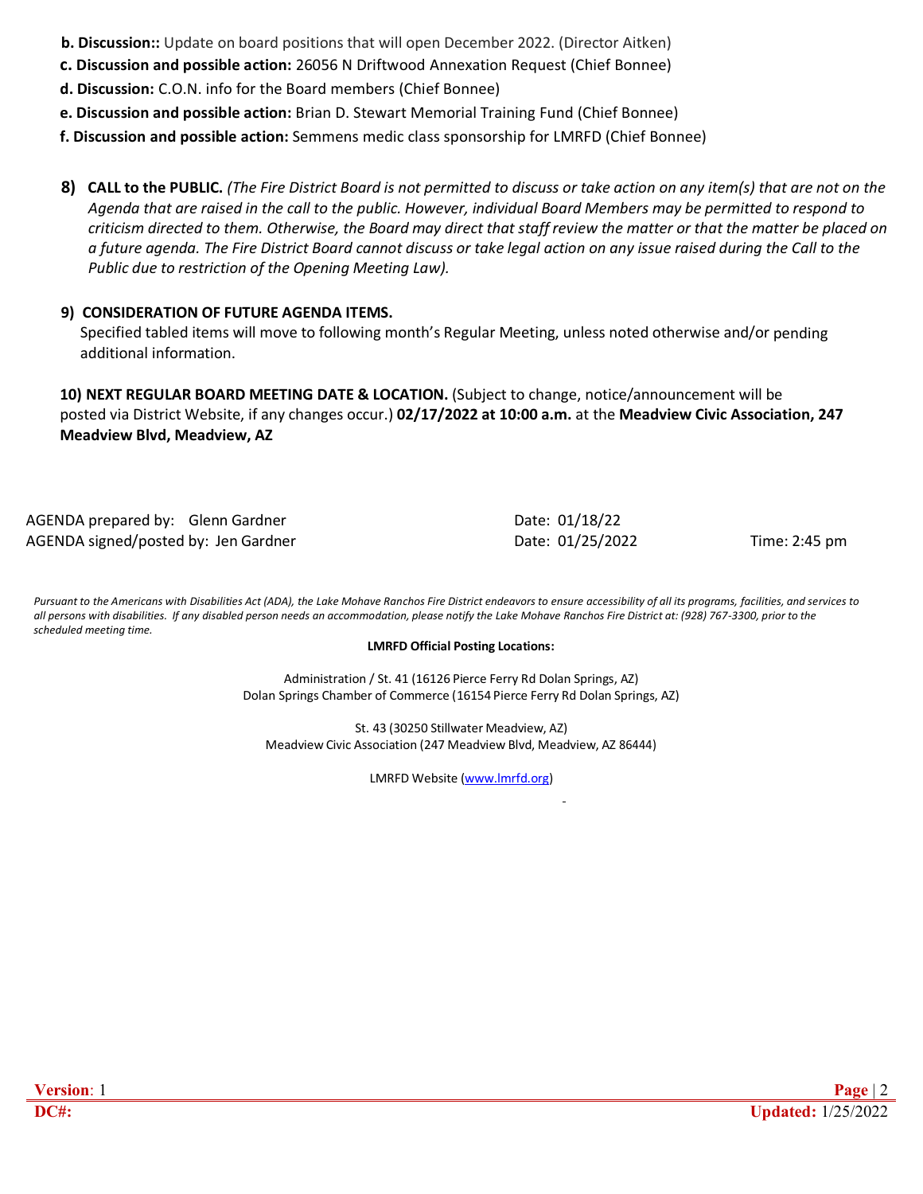**b. Discussion::** Update on board positions that will open December 2022. (Director Aitken)

**c. Discussion and possible action:** 26056 N Driftwood Annexation Request (Chief Bonnee)

**d. Discussion:** C.O.N. info for the Board members (Chief Bonnee)

**e. Discussion and possible action:** Brian D. Stewart Memorial Training Fund (Chief Bonnee)

**f. Discussion and possible action:** Semmens medic class sponsorship for LMRFD (Chief Bonnee)

**8) CALL to the PUBLIC.** *(The Fire District Board is not permitted to discuss or take action on any item(s) that are not on the Agenda that are raised in the call to the public. However, individual Board Members may be permitted to respond to criticism directed to them. Otherwise, the Board may direct that staff review the matter or that the matter be placed on a future agenda. The Fire District Board cannot discuss or take legal action on any issue raised during the Call to the Public due to restriction of the Opening Meeting Law).*

**9) CONSIDERATION OF FUTURE AGENDA ITEMS.**

Specified tabled items will move to following month's Regular Meeting, unless noted otherwise and/or pending additional information.

**10) NEXT REGULAR BOARD MEETING DATE & LOCATION.** (Subject to change, notice/announcement will be posted via District Website, if any changes occur.) **02/17/2022 at 10:00 a.m.** at the **Meadview Civic Association, 247 Meadview Blvd, Meadview, AZ**

AGENDA prepared by: Glenn Gardner Date: 01/18/22

AGENDA signed/posted by: Jen Gardner Date: 01/25/2022 Time: 2:45 pm

*Pursuant to the Americans with Disabilities Act (ADA), the Lake Mohave Ranchos Fire District endeavors to ensure accessibility of all its programs, facilities, and services to all persons with disabilities. If any disabled person needs an accommodation, please notify the Lake Mohave Ranchos Fire District at: (928) 767-3300, prior to the scheduled meeting time.*

**LMRFD Official Posting Locations:**

Administration / St. 41 (16126 Pierce Ferry Rd Dolan Springs, AZ)
Dolan Springs Chamber of Commerce (16154 Pierce Ferry Rd Dolan Springs, AZ)

St. 43 (30250 Stillwater Meadview, AZ)
Meadview Civic Association (247 Meadview Blvd, Meadview, AZ 86444)

LMRFD Website (www.lmrfd.org)

**Version**: 1

**DC#:**

**Updated:** 1/25/2022